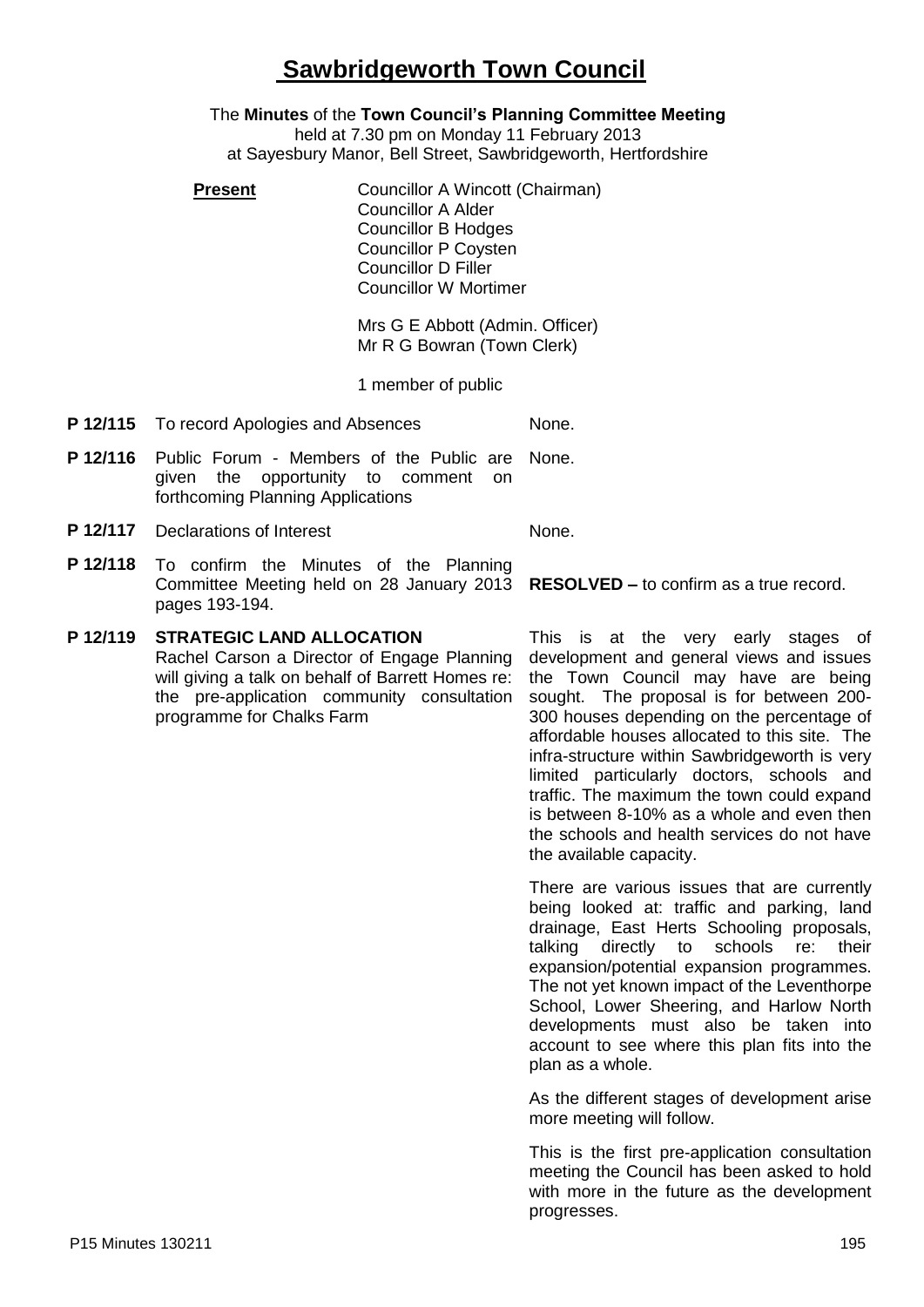# Sawbridgeworth Town Council

The **Minutes** of the **Town Council's Planning Committee Meeting**
held at 7.30 pm on Monday 11 February 2013
at Sayesbury Manor, Bell Street, Sawbridgeworth, Hertfordshire

**Present**

Councillor A Wincott (Chairman)
Councillor A Alder
Councillor B Hodges
Councillor P Coysten
Councillor D Filler
Councillor W Mortimer

Mrs G E Abbott (Admin. Officer)
Mr R G Bowran (Town Clerk)

1 member of public

| | | |
|---|---|---|
| **P 12/115** | To record Apologies and Absences | None. |
| **P 12/116** | Public Forum - Members of the Public are given the opportunity to comment on forthcoming Planning Applications | None. |
| **P 12/117** | Declarations of Interest | None. |
| **P 12/118** | To confirm the Minutes of the Planning Committee Meeting held on 28 January 2013 pages 193-194. | **RESOLVED –** to confirm as a true record. |

**P 12/119 STRATEGIC LAND ALLOCATION**

Rachel Carson a Director of Engage Planning will giving a talk on behalf of Barrett Homes re: the pre-application community consultation programme for Chalks Farm

This is at the very early stages of development and general views and issues the Town Council may have are being sought. The proposal is for between 200-300 houses depending on the percentage of affordable houses allocated to this site. The infra-structure within Sawbridgeworth is very limited particularly doctors, schools and traffic. The maximum the town could expand is between 8-10% as a whole and even then the schools and health services do not have the available capacity.

There are various issues that are currently being looked at: traffic and parking, land drainage, East Herts Schooling proposals, talking directly to schools re: their expansion/potential expansion programmes. The not yet known impact of the Leventhorpe School, Lower Sheering, and Harlow North developments must also be taken into account to see where this plan fits into the plan as a whole.

As the different stages of development arise more meeting will follow.

This is the first pre-application consultation meeting the Council has been asked to hold with more in the future as the development progresses.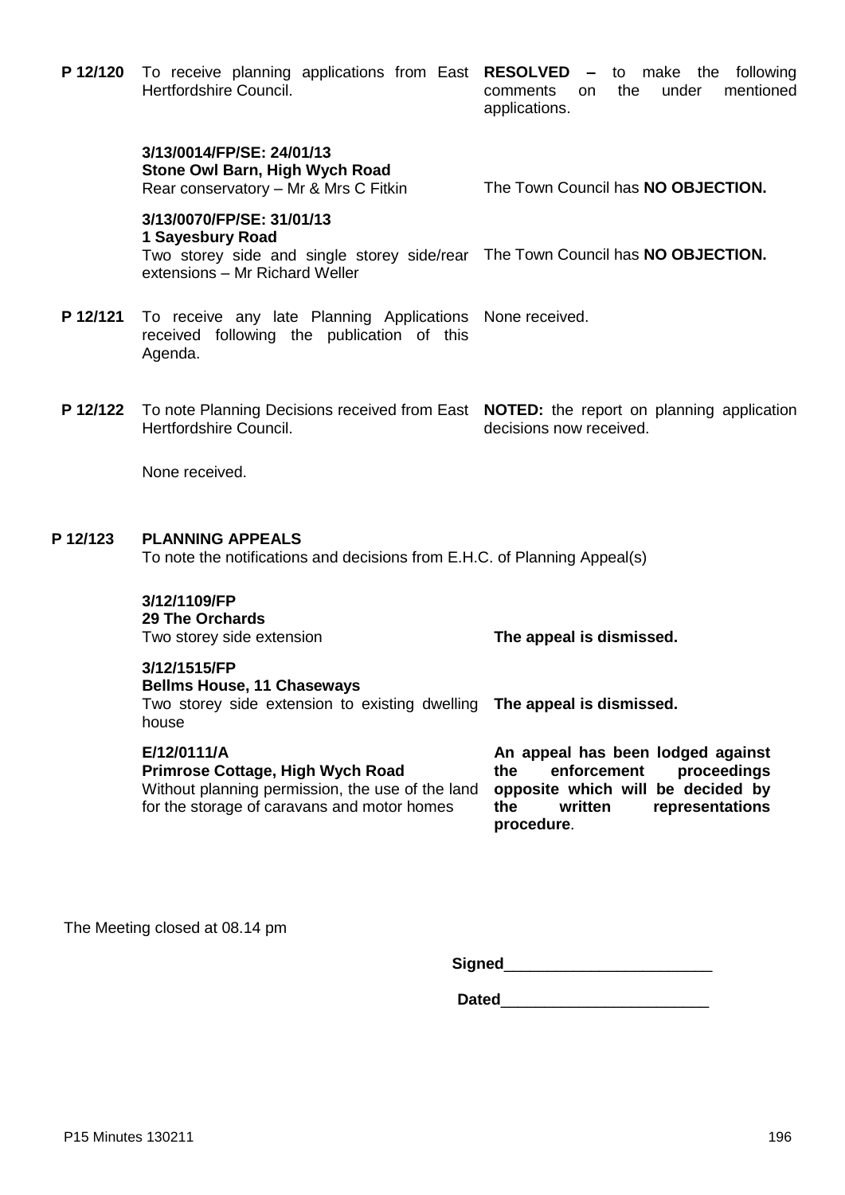| | | |
|---|---|---|
| **P 12/120** | To receive planning applications from East Hertfordshire Council. | **RESOLVED –** to make the following comments on the under mentioned applications. |
| | **3/13/0014/FP/SE: 24/01/13**<br>**Stone Owl Barn, High Wych Road**<br>Rear conservatory – Mr & Mrs C Fitkin | The Town Council has **NO OBJECTION.** |
| | **3/13/0070/FP/SE: 31/01/13**<br>**1 Sayesbury Road**<br>Two storey side and single storey side/rear extensions – Mr Richard Weller | The Town Council has **NO OBJECTION.** |
| **P 12/121** | To receive any late Planning Applications received following the publication of this Agenda. | None received. |
| **P 12/122** | To note Planning Decisions received from East Hertfordshire Council.<br><br>None received. | **NOTED:** the report on planning application decisions now received. |

**P 12/123 PLANNING APPEALS**

To note the notifications and decisions from E.H.C. of Planning Appeal(s)

| | |
|---|---|
| **3/12/1109/FP**<br>**29 The Orchards**<br>Two storey side extension | **The appeal is dismissed.** |
| **3/12/1515/FP**<br>**Bellms House, 11 Chaseways**<br>Two storey side extension to existing dwelling house | **The appeal is dismissed.** |
| **E/12/0111/A**<br>**Primrose Cottage, High Wych Road**<br>Without planning permission, the use of the land for the storage of caravans and motor homes | **An appeal has been lodged against the enforcement proceedings opposite which will be decided by the written representations procedure**. |

The Meeting closed at 08.14 pm

**Signed**________________________

**Dated**________________________

P15 Minutes 130211